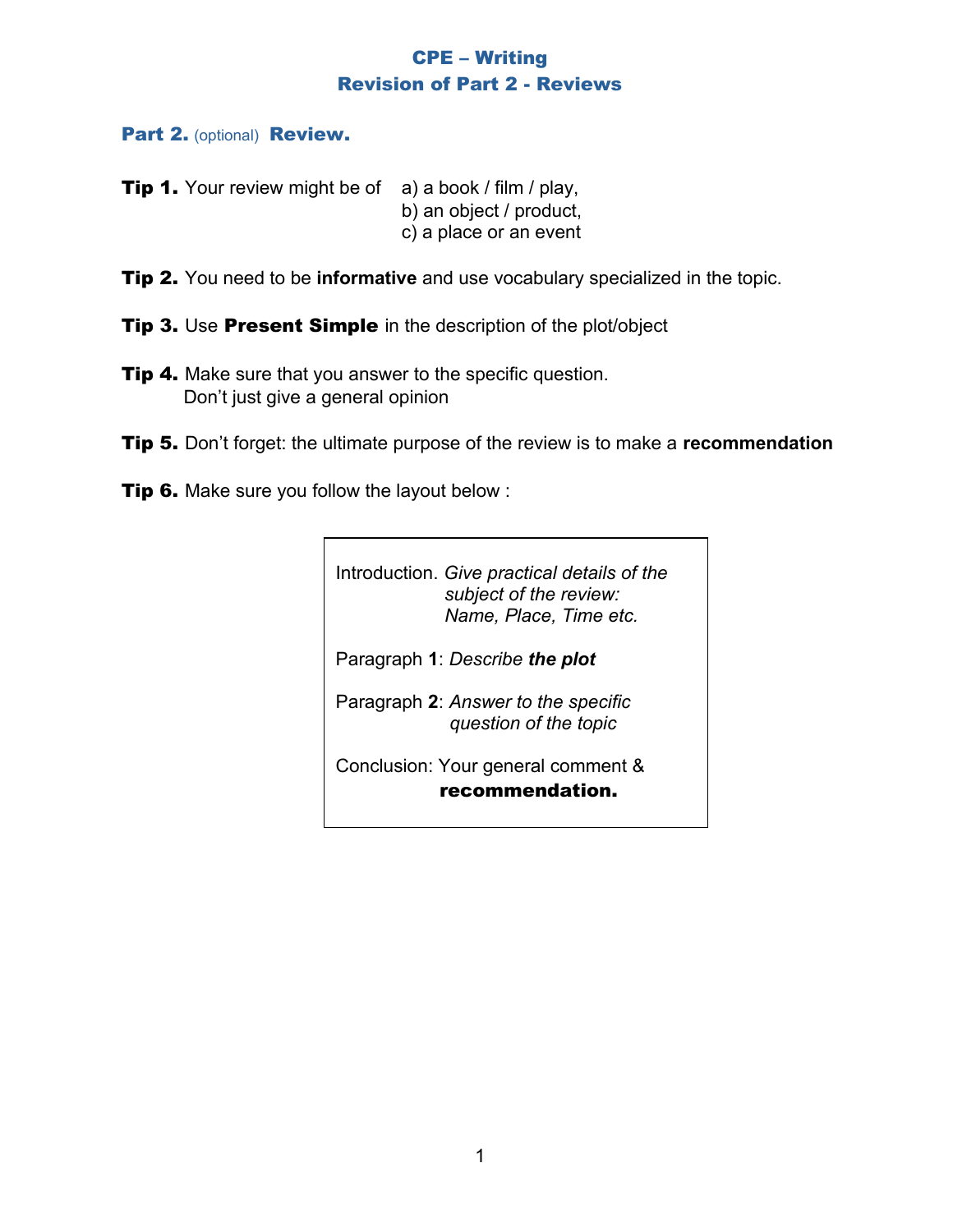# CPE – Writing
## Revision of Part 2 - Reviews

### Part 2. (optional) Review.

**Tip 1.** Your review might be of
a) a book / film / play,
b) an object / product,
c) a place or an event

**Tip 2.** You need to be **informative** and use vocabulary specialized in the topic.

**Tip 3.** Use **Present Simple** in the description of the plot/object

**Tip 4.** Make sure that you answer to the specific question.
Don't just give a general opinion

**Tip 5.** Don't forget: the ultimate purpose of the review is to make a **recommendation**

**Tip 6.** Make sure you follow the layout below :

> Introduction. *Give practical details of the subject of the review: Name, Place, Time etc.*
>
> Paragraph **1**: *Describe **the plot***
>
> Paragraph **2**: *Answer to the specific question of the topic*
>
> Conclusion: Your general comment & **recommendation.**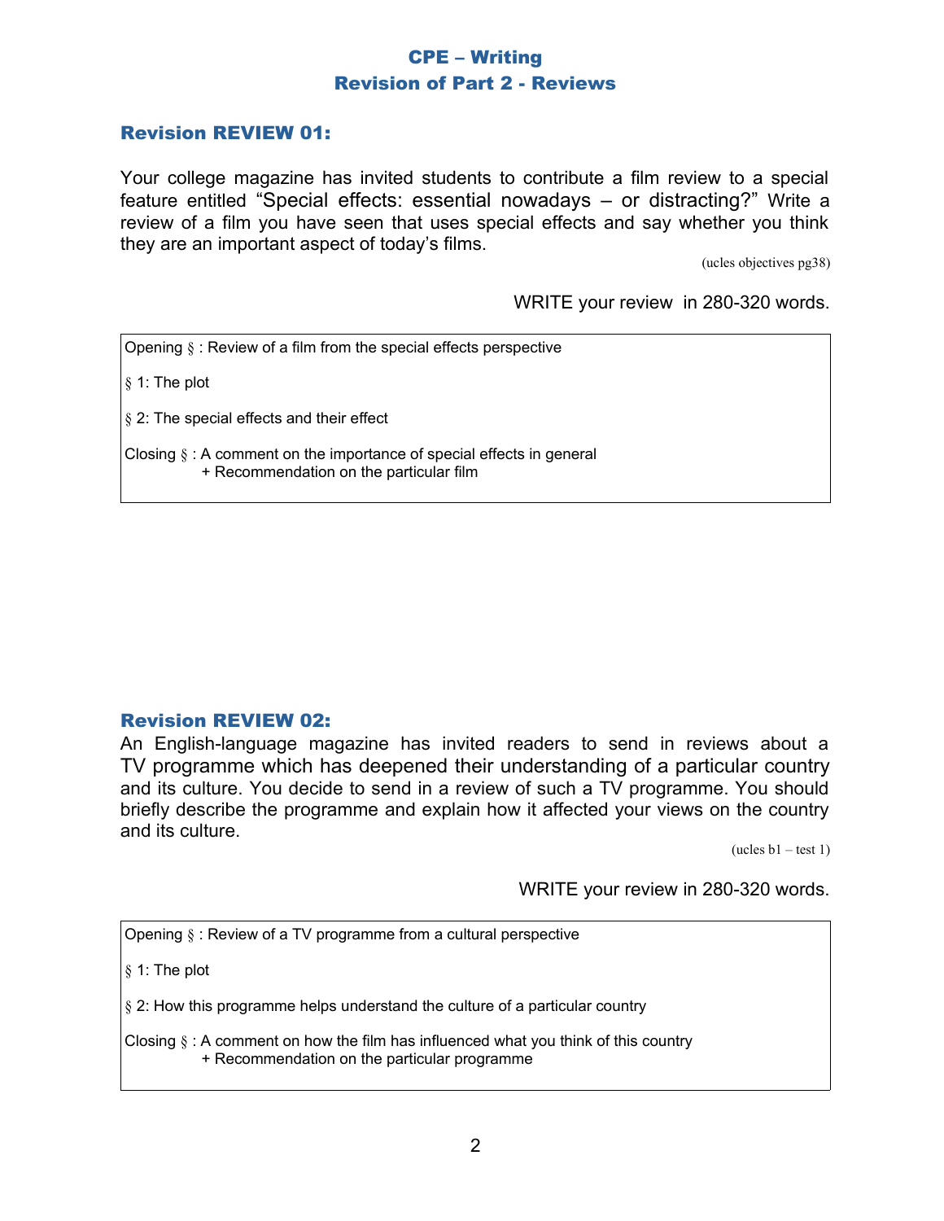# CPE – Writing
## Revision of Part 2 - Reviews

### Revision REVIEW 01:

Your college magazine has invited students to contribute a film review to a special feature entitled "Special effects: essential nowadays – or distracting?" Write a review of a film you have seen that uses special effects and say whether you think they are an important aspect of today's films.

(ucles objectives pg38)

WRITE your review in 280-320 words.

| |
|---|
| Opening § : Review of a film from the special effects perspective<br><br>§ 1: The plot<br><br>§ 2: The special effects and their effect<br><br>Closing § : A comment on the importance of special effects in general<br>+ Recommendation on the particular film |

### Revision REVIEW 02:

An English-language magazine has invited readers to send in reviews about a TV programme which has deepened their understanding of a particular country and its culture. You decide to send in a review of such a TV programme. You should briefly describe the programme and explain how it affected your views on the country and its culture.

(ucles b1 – test 1)

WRITE your review in 280-320 words.

| |
|---|
| Opening § : Review of a TV programme from a cultural perspective<br><br>§ 1: The plot<br><br>§ 2: How this programme helps understand the culture of a particular country<br><br>Closing § : A comment on how the film has influenced what you think of this country<br>+ Recommendation on the particular programme |